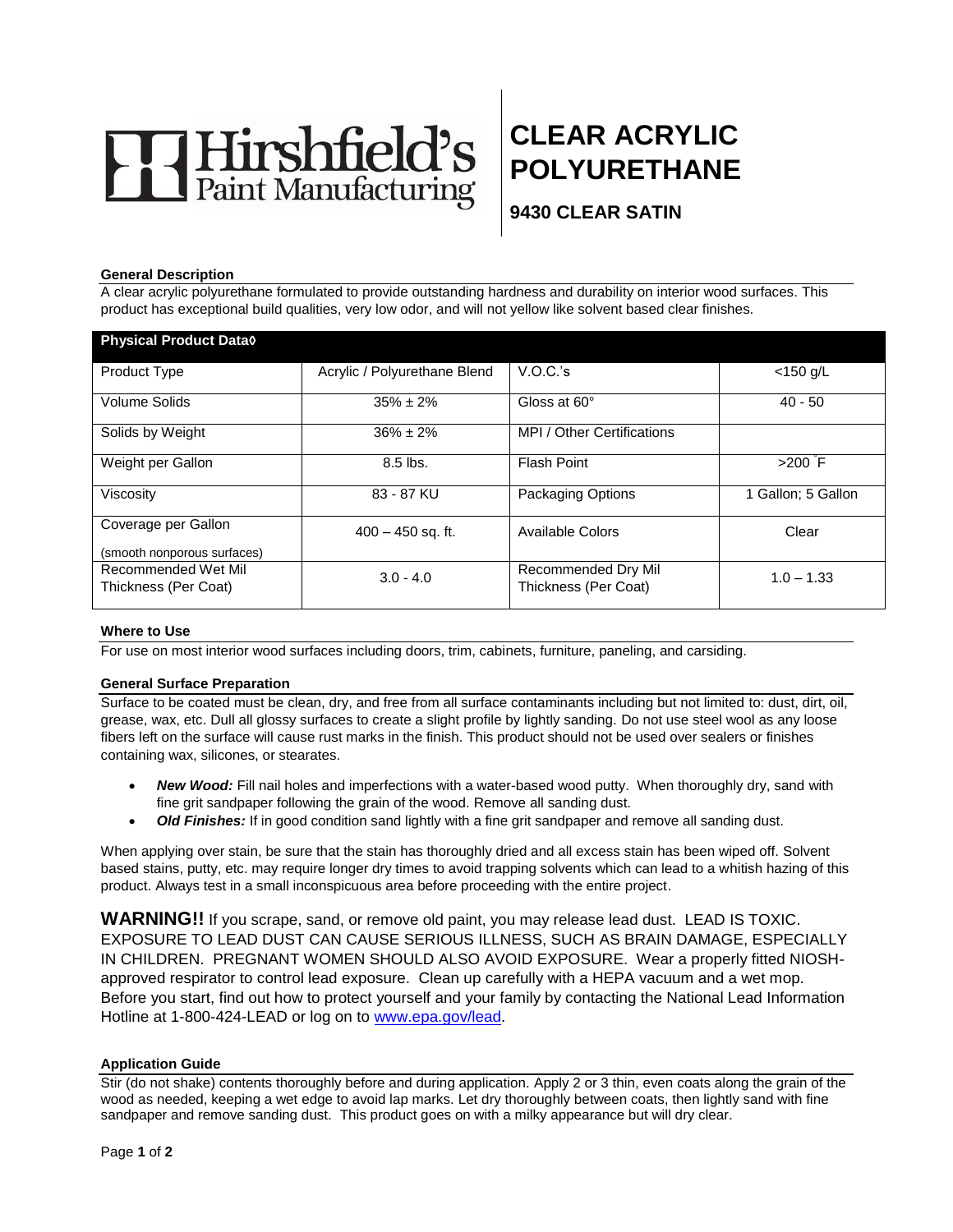# Hirshfield's Paint Manufacturing

# CLEAR ACRYLIC POLYURETHANE

## 9430 CLEAR SATIN

### General Description

A clear acrylic polyurethane formulated to provide outstanding hardness and durability on interior wood surfaces. This product has exceptional build qualities, very low odor, and will not yellow like solvent based clear finishes.

| Physical Product Data◊ | | | |
|---|---|---|---|
| Product Type | Acrylic / Polyurethane Blend | V.O.C.'s | <150 g/L |
| Volume Solids | 35% ± 2% | Gloss at 60° | 40 - 50 |
| Solids by Weight | 36% ± 2% | MPI / Other Certifications | |
| Weight per Gallon | 8.5 lbs. | Flash Point | >200 °F |
| Viscosity | 83 - 87 KU | Packaging Options | 1 Gallon; 5 Gallon |
| Coverage per Gallon (smooth nonporous surfaces) | 400 – 450 sq. ft. | Available Colors | Clear |
| Recommended Wet Mil Thickness (Per Coat) | 3.0 - 4.0 | Recommended Dry Mil Thickness (Per Coat) | 1.0 – 1.33 |

### Where to Use

For use on most interior wood surfaces including doors, trim, cabinets, furniture, paneling, and carsiding.

### General Surface Preparation

Surface to be coated must be clean, dry, and free from all surface contaminants including but not limited to: dust, dirt, oil, grease, wax, etc. Dull all glossy surfaces to create a slight profile by lightly sanding. Do not use steel wool as any loose fibers left on the surface will cause rust marks in the finish. This product should not be used over sealers or finishes containing wax, silicones, or stearates.

- ***New Wood:*** Fill nail holes and imperfections with a water-based wood putty. When thoroughly dry, sand with fine grit sandpaper following the grain of the wood. Remove all sanding dust.
- ***Old Finishes:*** If in good condition sand lightly with a fine grit sandpaper and remove all sanding dust.

When applying over stain, be sure that the stain has thoroughly dried and all excess stain has been wiped off. Solvent based stains, putty, etc. may require longer dry times to avoid trapping solvents which can lead to a whitish hazing of this product. Always test in a small inconspicuous area before proceeding with the entire project.

**WARNING!!** If you scrape, sand, or remove old paint, you may release lead dust. LEAD IS TOXIC. EXPOSURE TO LEAD DUST CAN CAUSE SERIOUS ILLNESS, SUCH AS BRAIN DAMAGE, ESPECIALLY IN CHILDREN. PREGNANT WOMEN SHOULD ALSO AVOID EXPOSURE. Wear a properly fitted NIOSH-approved respirator to control lead exposure. Clean up carefully with a HEPA vacuum and a wet mop. Before you start, find out how to protect yourself and your family by contacting the National Lead Information Hotline at 1-800-424-LEAD or log on to www.epa.gov/lead.

### Application Guide

Stir (do not shake) contents thoroughly before and during application. Apply 2 or 3 thin, even coats along the grain of the wood as needed, keeping a wet edge to avoid lap marks. Let dry thoroughly between coats, then lightly sand with fine sandpaper and remove sanding dust. This product goes on with a milky appearance but will dry clear.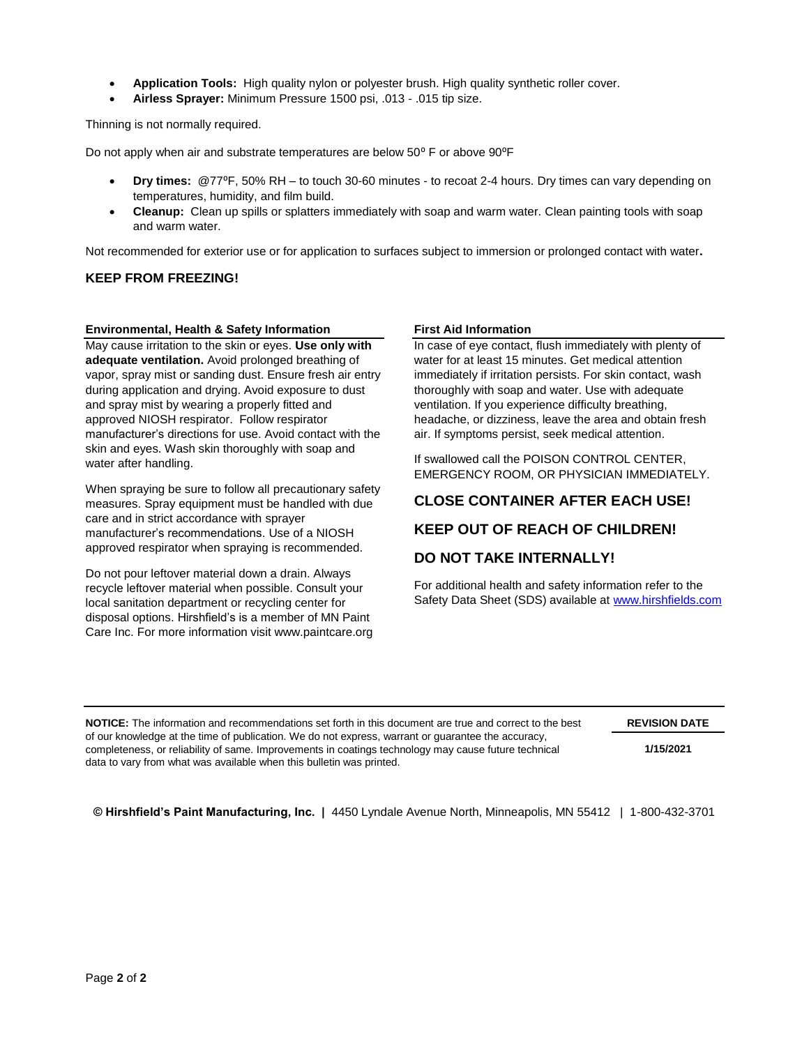- **Application Tools:** High quality nylon or polyester brush. High quality synthetic roller cover.
- **Airless Sprayer:** Minimum Pressure 1500 psi, .013 - .015 tip size.

Thinning is not normally required.

Do not apply when air and substrate temperatures are below 50º F or above 90ºF

- **Dry times:** @77ºF, 50% RH – to touch 30-60 minutes - to recoat 2-4 hours. Dry times can vary depending on temperatures, humidity, and film build.
- **Cleanup:** Clean up spills or splatters immediately with soap and warm water. Clean painting tools with soap and warm water.

Not recommended for exterior use or for application to surfaces subject to immersion or prolonged contact with water**.**

**KEEP FROM FREEZING!**

**Environmental, Health & Safety Information**

May cause irritation to the skin or eyes. **Use only with adequate ventilation.** Avoid prolonged breathing of vapor, spray mist or sanding dust. Ensure fresh air entry during application and drying. Avoid exposure to dust and spray mist by wearing a properly fitted and approved NIOSH respirator. Follow respirator manufacturer's directions for use. Avoid contact with the skin and eyes. Wash skin thoroughly with soap and water after handling.

When spraying be sure to follow all precautionary safety measures. Spray equipment must be handled with due care and in strict accordance with sprayer manufacturer's recommendations. Use of a NIOSH approved respirator when spraying is recommended.

Do not pour leftover material down a drain. Always recycle leftover material when possible. Consult your local sanitation department or recycling center for disposal options. Hirshfield's is a member of MN Paint Care Inc. For more information visit www.paintcare.org

**First Aid Information**

In case of eye contact, flush immediately with plenty of water for at least 15 minutes. Get medical attention immediately if irritation persists. For skin contact, wash thoroughly with soap and water. Use with adequate ventilation. If you experience difficulty breathing, headache, or dizziness, leave the area and obtain fresh air. If symptoms persist, seek medical attention.

If swallowed call the POISON CONTROL CENTER, EMERGENCY ROOM, OR PHYSICIAN IMMEDIATELY.

## CLOSE CONTAINER AFTER EACH USE!

## KEEP OUT OF REACH OF CHILDREN!

## DO NOT TAKE INTERNALLY!

For additional health and safety information refer to the Safety Data Sheet (SDS) available at www.hirshfields.com

**NOTICE:** The information and recommendations set forth in this document are true and correct to the best of our knowledge at the time of publication. We do not express, warrant or guarantee the accuracy, completeness, or reliability of same. Improvements in coatings technology may cause future technical data to vary from what was available when this bulletin was printed.

**REVISION DATE**

**1/15/2021**

**© Hirshfield's Paint Manufacturing, Inc. |** 4450 Lyndale Avenue North, Minneapolis, MN 55412 | 1-800-432-3701